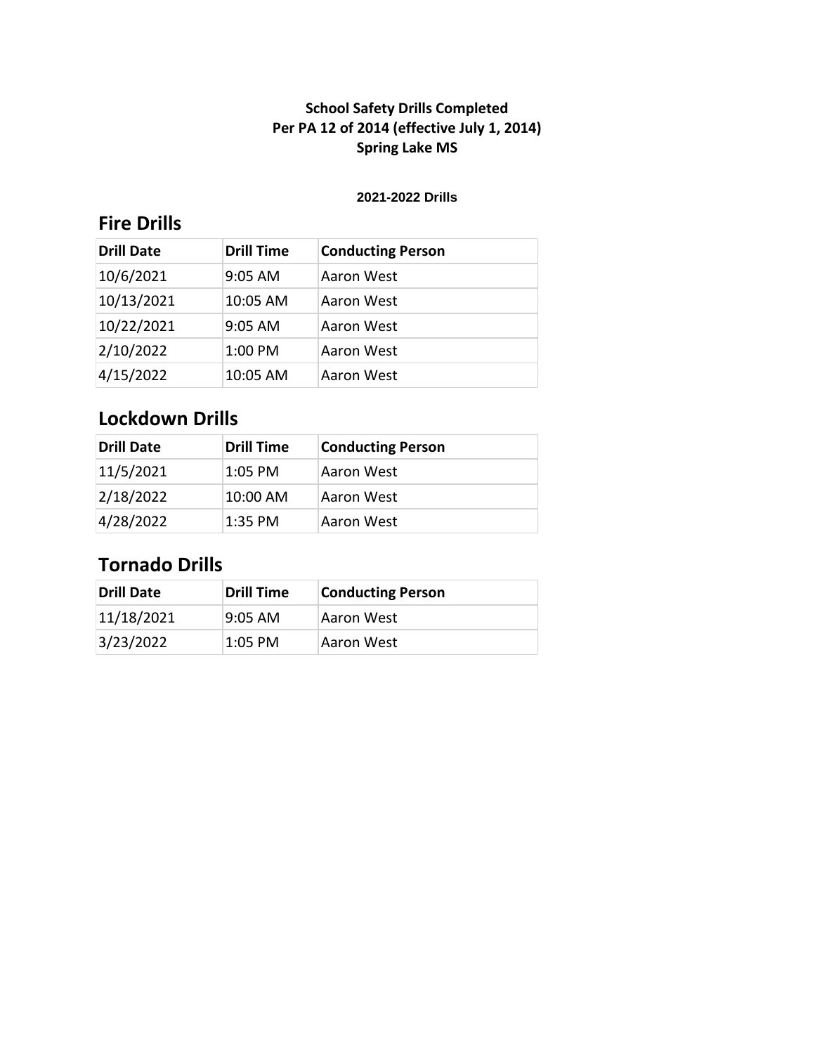**School Safety Drills Completed**
**Per PA 12 of 2014 (effective July 1, 2014)**
**Spring Lake MS**

**2021-2022 Drills**

## Fire Drills

| Drill Date | Drill Time | Conducting Person |
|---|---|---|
| 10/6/2021 | 9:05 AM | Aaron West |
| 10/13/2021 | 10:05 AM | Aaron West |
| 10/22/2021 | 9:05 AM | Aaron West |
| 2/10/2022 | 1:00 PM | Aaron West |
| 4/15/2022 | 10:05 AM | Aaron West |

## Lockdown Drills

| Drill Date | Drill Time | Conducting Person |
|---|---|---|
| 11/5/2021 | 1:05 PM | Aaron West |
| 2/18/2022 | 10:00 AM | Aaron West |
| 4/28/2022 | 1:35 PM | Aaron West |

## Tornado Drills

| Drill Date | Drill Time | Conducting Person |
|---|---|---|
| 11/18/2021 | 9:05 AM | Aaron West |
| 3/23/2022 | 1:05 PM | Aaron West |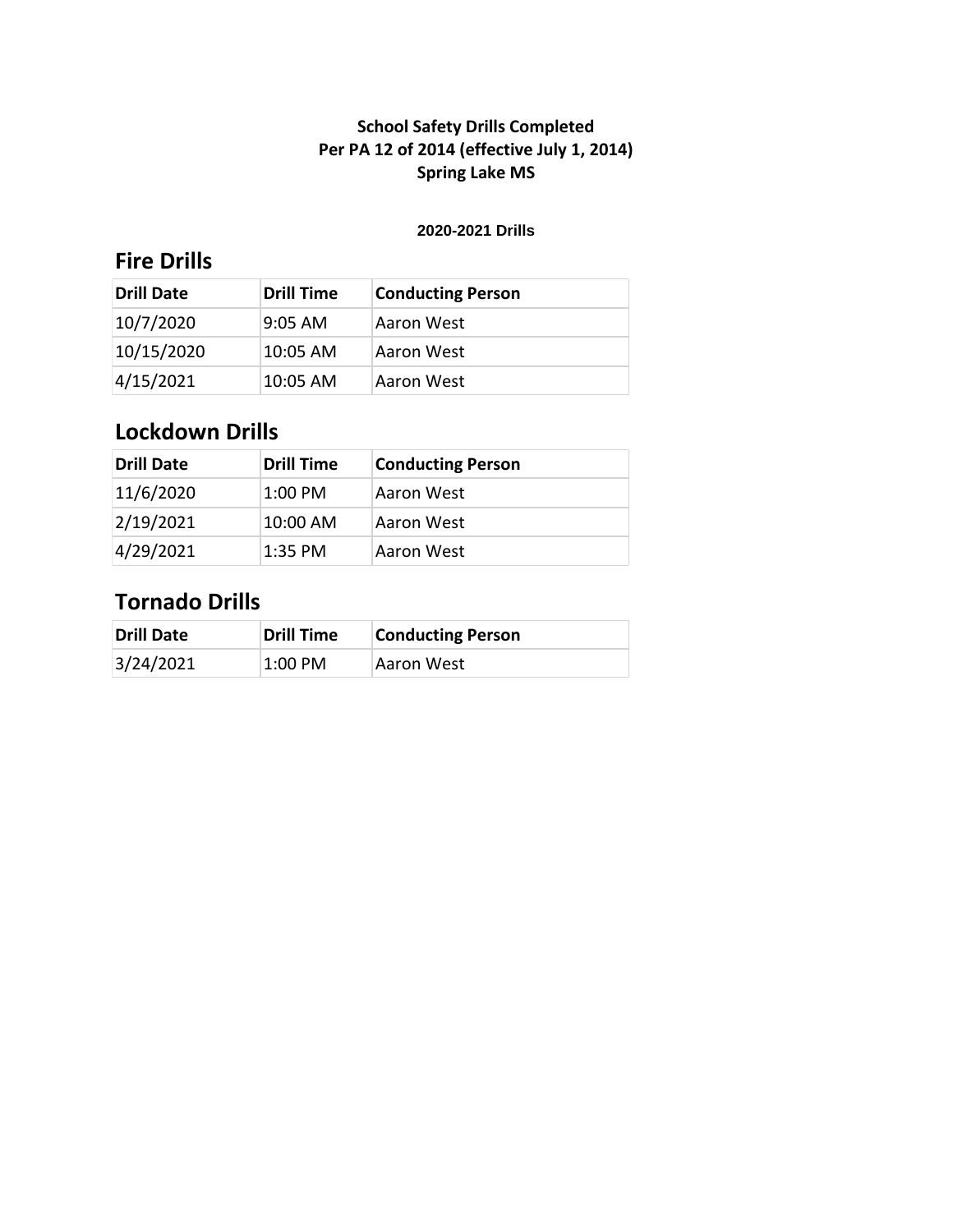**School Safety Drills Completed**
**Per PA 12 of 2014 (effective July 1, 2014)**
**Spring Lake MS**

**2020-2021 Drills**

## Fire Drills

| Drill Date | Drill Time | Conducting Person |
|---|---|---|
| 10/7/2020 | 9:05 AM | Aaron West |
| 10/15/2020 | 10:05 AM | Aaron West |
| 4/15/2021 | 10:05 AM | Aaron West |

## Lockdown Drills

| Drill Date | Drill Time | Conducting Person |
|---|---|---|
| 11/6/2020 | 1:00 PM | Aaron West |
| 2/19/2021 | 10:00 AM | Aaron West |
| 4/29/2021 | 1:35 PM | Aaron West |

## Tornado Drills

| Drill Date | Drill Time | Conducting Person |
|---|---|---|
| 3/24/2021 | 1:00 PM | Aaron West |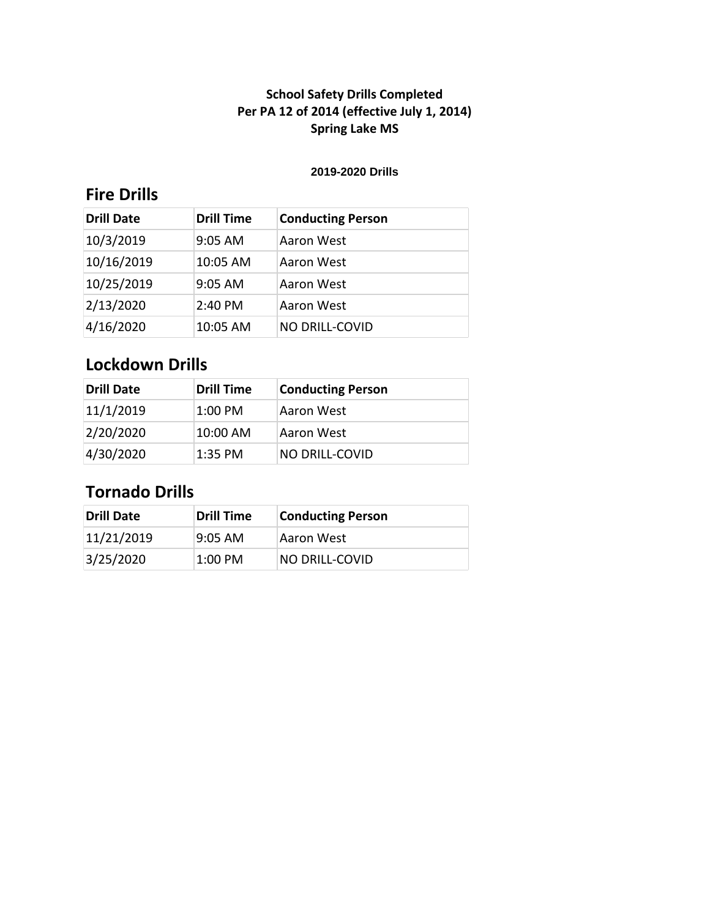**School Safety Drills Completed**
**Per PA 12 of 2014 (effective July 1, 2014)**
**Spring Lake MS**

**2019-2020 Drills**

## Fire Drills

| Drill Date | Drill Time | Conducting Person |
|---|---|---|
| 10/3/2019 | 9:05 AM | Aaron West |
| 10/16/2019 | 10:05 AM | Aaron West |
| 10/25/2019 | 9:05 AM | Aaron West |
| 2/13/2020 | 2:40 PM | Aaron West |
| 4/16/2020 | 10:05 AM | NO DRILL-COVID |

## Lockdown Drills

| Drill Date | Drill Time | Conducting Person |
|---|---|---|
| 11/1/2019 | 1:00 PM | Aaron West |
| 2/20/2020 | 10:00 AM | Aaron West |
| 4/30/2020 | 1:35 PM | NO DRILL-COVID |

## Tornado Drills

| Drill Date | Drill Time | Conducting Person |
|---|---|---|
| 11/21/2019 | 9:05 AM | Aaron West |
| 3/25/2020 | 1:00 PM | NO DRILL-COVID |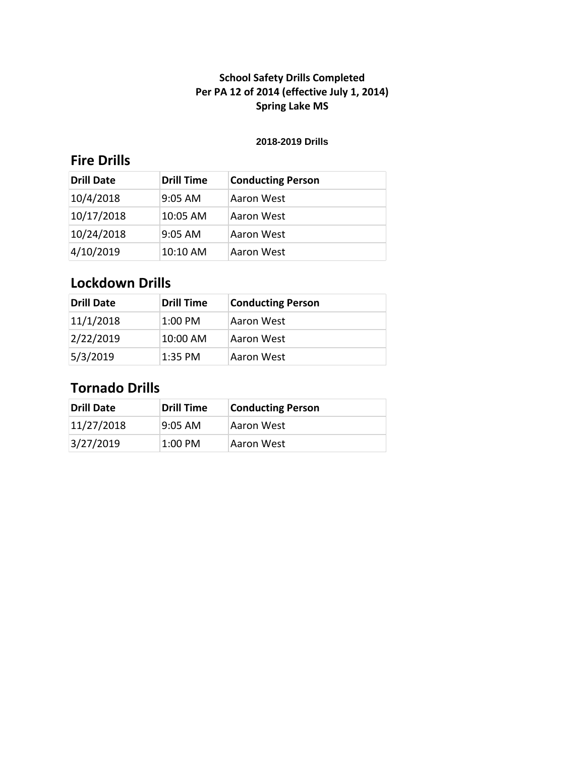**School Safety Drills Completed**
**Per PA 12 of 2014 (effective July 1, 2014)**
**Spring Lake MS**

**2018-2019 Drills**

## Fire Drills

| Drill Date | Drill Time | Conducting Person |
|---|---|---|
| 10/4/2018 | 9:05 AM | Aaron West |
| 10/17/2018 | 10:05 AM | Aaron West |
| 10/24/2018 | 9:05 AM | Aaron West |
| 4/10/2019 | 10:10 AM | Aaron West |

## Lockdown Drills

| Drill Date | Drill Time | Conducting Person |
|---|---|---|
| 11/1/2018 | 1:00 PM | Aaron West |
| 2/22/2019 | 10:00 AM | Aaron West |
| 5/3/2019 | 1:35 PM | Aaron West |

## Tornado Drills

| Drill Date | Drill Time | Conducting Person |
|---|---|---|
| 11/27/2018 | 9:05 AM | Aaron West |
| 3/27/2019 | 1:00 PM | Aaron West |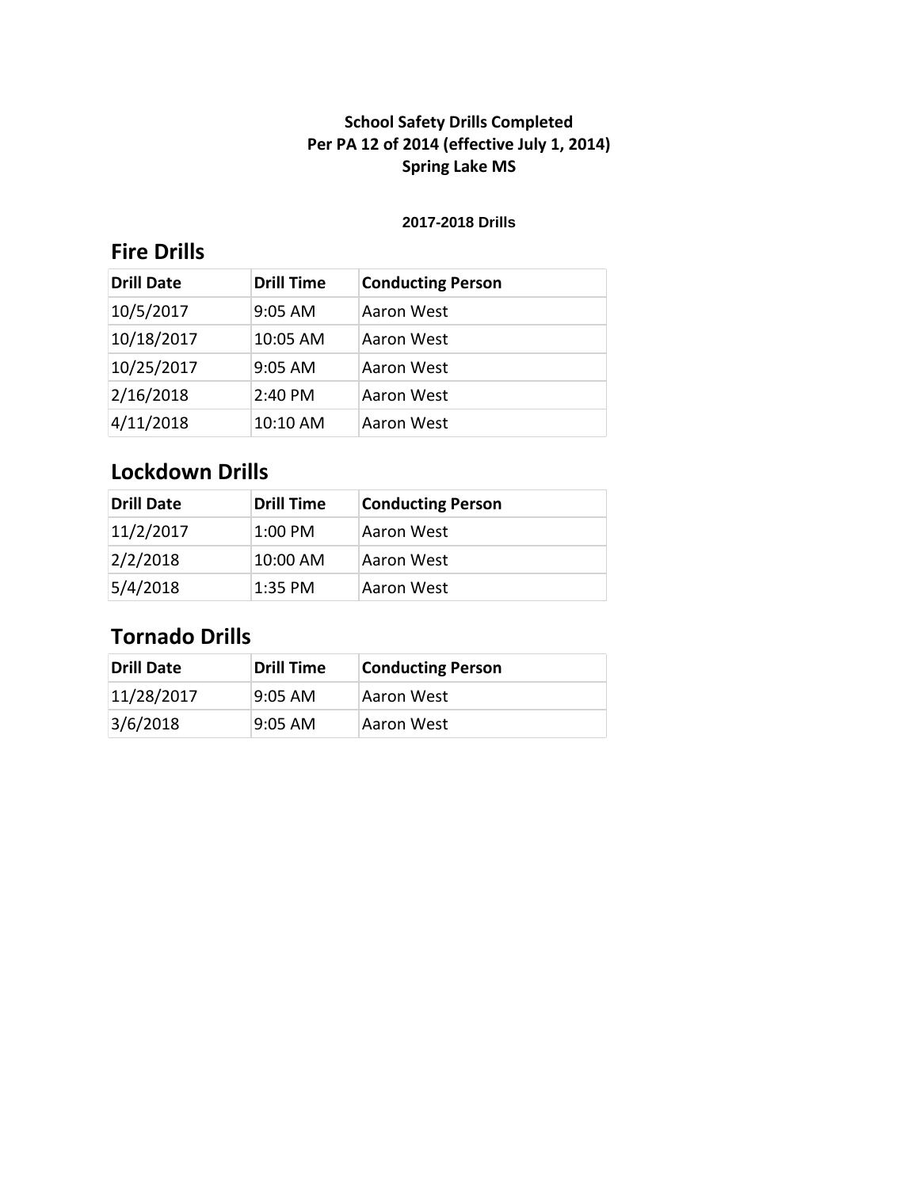**School Safety Drills Completed**
**Per PA 12 of 2014 (effective July 1, 2014)**
**Spring Lake MS**

**2017-2018 Drills**

## Fire Drills

| Drill Date | Drill Time | Conducting Person |
|---|---|---|
| 10/5/2017 | 9:05 AM | Aaron West |
| 10/18/2017 | 10:05 AM | Aaron West |
| 10/25/2017 | 9:05 AM | Aaron West |
| 2/16/2018 | 2:40 PM | Aaron West |
| 4/11/2018 | 10:10 AM | Aaron West |

## Lockdown Drills

| Drill Date | Drill Time | Conducting Person |
|---|---|---|
| 11/2/2017 | 1:00 PM | Aaron West |
| 2/2/2018 | 10:00 AM | Aaron West |
| 5/4/2018 | 1:35 PM | Aaron West |

## Tornado Drills

| Drill Date | Drill Time | Conducting Person |
|---|---|---|
| 11/28/2017 | 9:05 AM | Aaron West |
| 3/6/2018 | 9:05 AM | Aaron West |